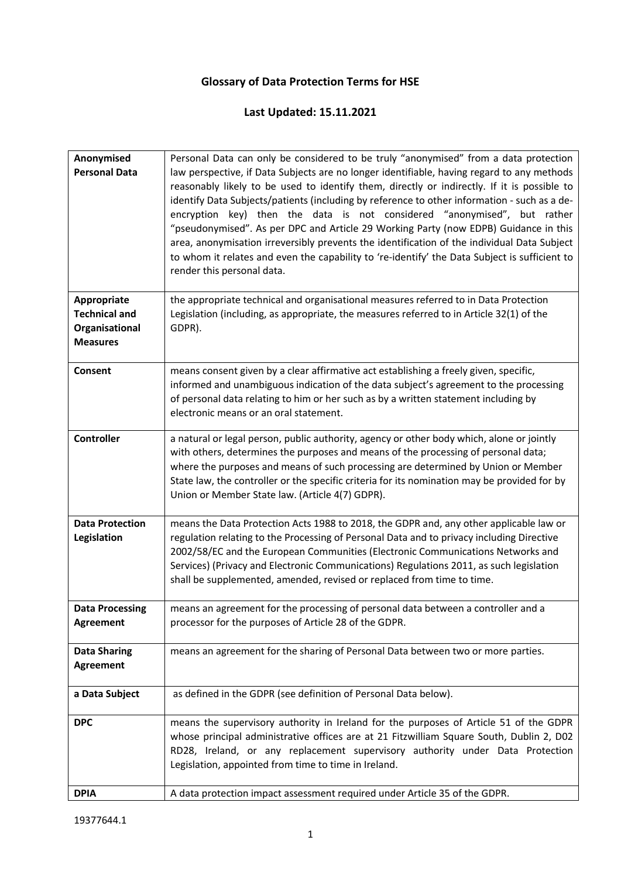# Glossary of Data Protection Terms for HSE

## Last Updated: 15.11.2021

| | |
|---|---|
| **Anonymised Personal Data** | Personal Data can only be considered to be truly "anonymised" from a data protection law perspective, if Data Subjects are no longer identifiable, having regard to any methods reasonably likely to be used to identify them, directly or indirectly. If it is possible to identify Data Subjects/patients (including by reference to other information - such as a de-encryption key) then the data is not considered "anonymised", but rather "pseudonymised". As per DPC and Article 29 Working Party (now EDPB) Guidance in this area, anonymisation irreversibly prevents the identification of the individual Data Subject to whom it relates and even the capability to 're-identify' the Data Subject is sufficient to render this personal data. |
| **Appropriate Technical and Organisational Measures** | the appropriate technical and organisational measures referred to in Data Protection Legislation (including, as appropriate, the measures referred to in Article 32(1) of the GDPR). |
| **Consent** | means consent given by a clear affirmative act establishing a freely given, specific, informed and unambiguous indication of the data subject's agreement to the processing of personal data relating to him or her such as by a written statement including by electronic means or an oral statement. |
| **Controller** | a natural or legal person, public authority, agency or other body which, alone or jointly with others, determines the purposes and means of the processing of personal data; where the purposes and means of such processing are determined by Union or Member State law, the controller or the specific criteria for its nomination may be provided for by Union or Member State law. (Article 4(7) GDPR). |
| **Data Protection Legislation** | means the Data Protection Acts 1988 to 2018, the GDPR and, any other applicable law or regulation relating to the Processing of Personal Data and to privacy including Directive 2002/58/EC and the European Communities (Electronic Communications Networks and Services) (Privacy and Electronic Communications) Regulations 2011, as such legislation shall be supplemented, amended, revised or replaced from time to time. |
| **Data Processing Agreement** | means an agreement for the processing of personal data between a controller and a processor for the purposes of Article 28 of the GDPR. |
| **Data Sharing Agreement** | means an agreement for the sharing of Personal Data between two or more parties. |
| **a Data Subject** | as defined in the GDPR (see definition of Personal Data below). |
| **DPC** | means the supervisory authority in Ireland for the purposes of Article 51 of the GDPR whose principal administrative offices are at 21 Fitzwilliam Square South, Dublin 2, D02 RD28, Ireland, or any replacement supervisory authority under Data Protection Legislation, appointed from time to time in Ireland. |
| **DPIA** | A data protection impact assessment required under Article 35 of the GDPR. |

19377644.1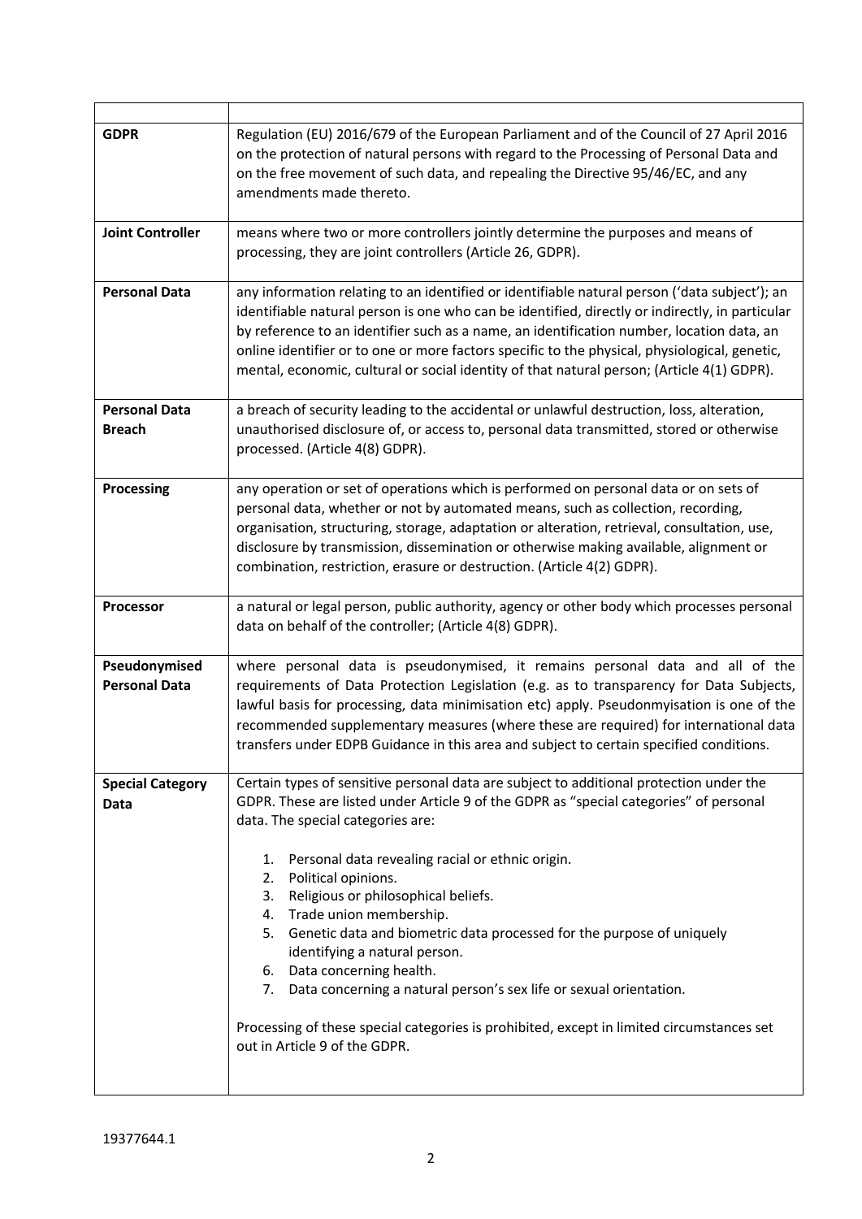| | |
|---|---|
| **GDPR** | Regulation (EU) 2016/679 of the European Parliament and of the Council of 27 April 2016 on the protection of natural persons with regard to the Processing of Personal Data and on the free movement of such data, and repealing the Directive 95/46/EC, and any amendments made thereto. |
| **Joint Controller** | means where two or more controllers jointly determine the purposes and means of processing, they are joint controllers (Article 26, GDPR). |
| **Personal Data** | any information relating to an identified or identifiable natural person ('data subject'); an identifiable natural person is one who can be identified, directly or indirectly, in particular by reference to an identifier such as a name, an identification number, location data, an online identifier or to one or more factors specific to the physical, physiological, genetic, mental, economic, cultural or social identity of that natural person; (Article 4(1) GDPR). |
| **Personal Data Breach** | a breach of security leading to the accidental or unlawful destruction, loss, alteration, unauthorised disclosure of, or access to, personal data transmitted, stored or otherwise processed. (Article 4(8) GDPR). |
| **Processing** | any operation or set of operations which is performed on personal data or on sets of personal data, whether or not by automated means, such as collection, recording, organisation, structuring, storage, adaptation or alteration, retrieval, consultation, use, disclosure by transmission, dissemination or otherwise making available, alignment or combination, restriction, erasure or destruction. (Article 4(2) GDPR). |
| **Processor** | a natural or legal person, public authority, agency or other body which processes personal data on behalf of the controller; (Article 4(8) GDPR). |
| **Pseudonymised Personal Data** | where personal data is pseudonymised, it remains personal data and all of the requirements of Data Protection Legislation (e.g. as to transparency for Data Subjects, lawful basis for processing, data minimisation etc) apply. Pseudonmyisation is one of the recommended supplementary measures (where these are required) for international data transfers under EDPB Guidance in this area and subject to certain specified conditions. |
| **Special Category Data** | Certain types of sensitive personal data are subject to additional protection under the GDPR. These are listed under Article 9 of the GDPR as "special categories" of personal data. The special categories are:<br><br>1. Personal data revealing racial or ethnic origin.<br>2. Political opinions.<br>3. Religious or philosophical beliefs.<br>4. Trade union membership.<br>5. Genetic data and biometric data processed for the purpose of uniquely identifying a natural person.<br>6. Data concerning health.<br>7. Data concerning a natural person's sex life or sexual orientation.<br><br>Processing of these special categories is prohibited, except in limited circumstances set out in Article 9 of the GDPR. |

19377644.1